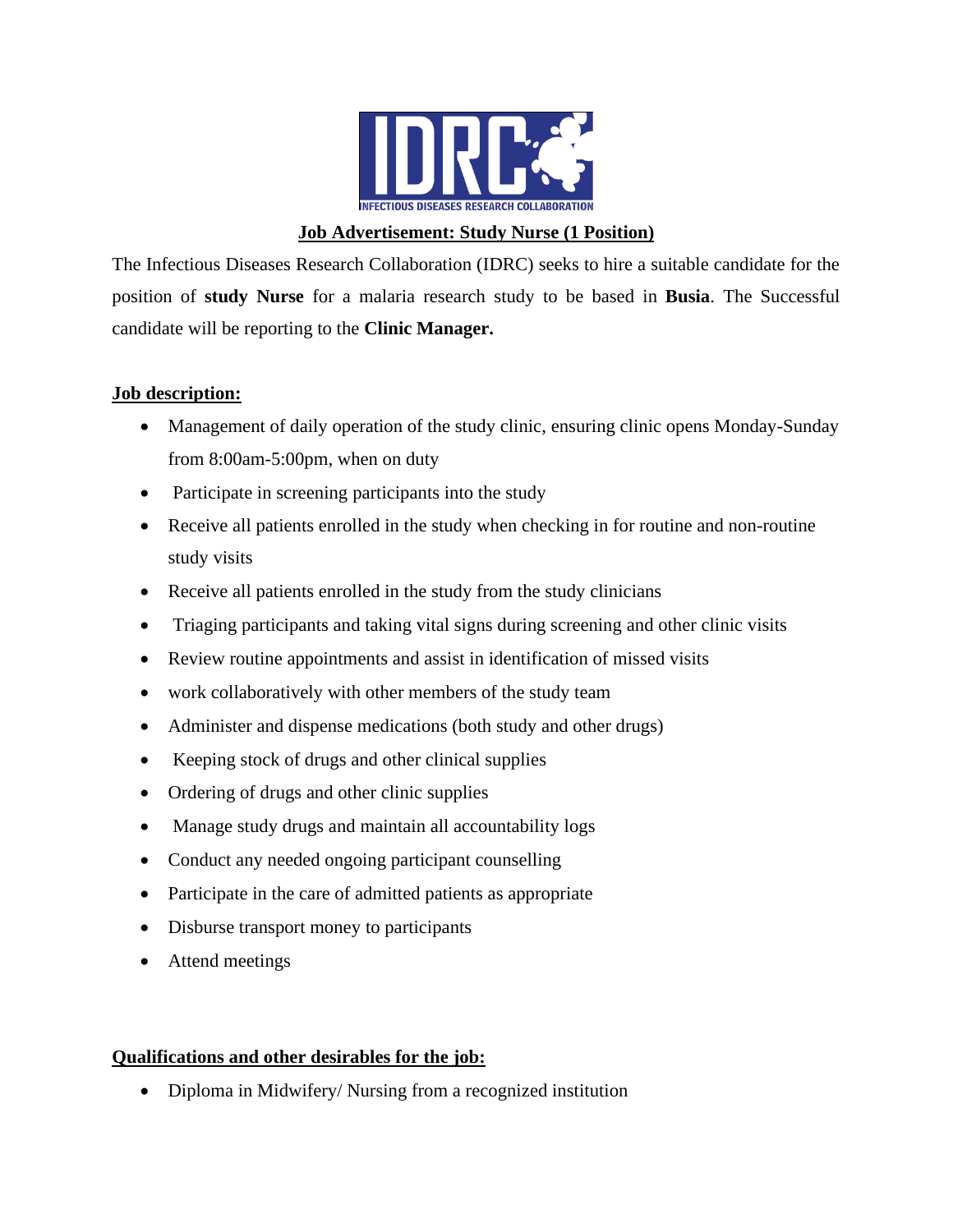IDRC

INFECTIOUS DISEASES RESEARCH COLLABORATION

# Job Advertisement: Study Nurse (1 Position)

The Infectious Diseases Research Collaboration (IDRC) seeks to hire a suitable candidate for the position of **study Nurse** for a malaria research study to be based in **Busia**. The Successful candidate will be reporting to the **Clinic Manager.**

## Job description:

- Management of daily operation of the study clinic, ensuring clinic opens Monday-Sunday from 8:00am-5:00pm, when on duty
- Participate in screening participants into the study
- Receive all patients enrolled in the study when checking in for routine and non-routine study visits
- Receive all patients enrolled in the study from the study clinicians
- Triaging participants and taking vital signs during screening and other clinic visits
- Review routine appointments and assist in identification of missed visits
- work collaboratively with other members of the study team
- Administer and dispense medications (both study and other drugs)
- Keeping stock of drugs and other clinical supplies
- Ordering of drugs and other clinic supplies
- Manage study drugs and maintain all accountability logs
- Conduct any needed ongoing participant counselling
- Participate in the care of admitted patients as appropriate
- Disburse transport money to participants
- Attend meetings

## Qualifications and other desirables for the job:

- Diploma in Midwifery/ Nursing from a recognized institution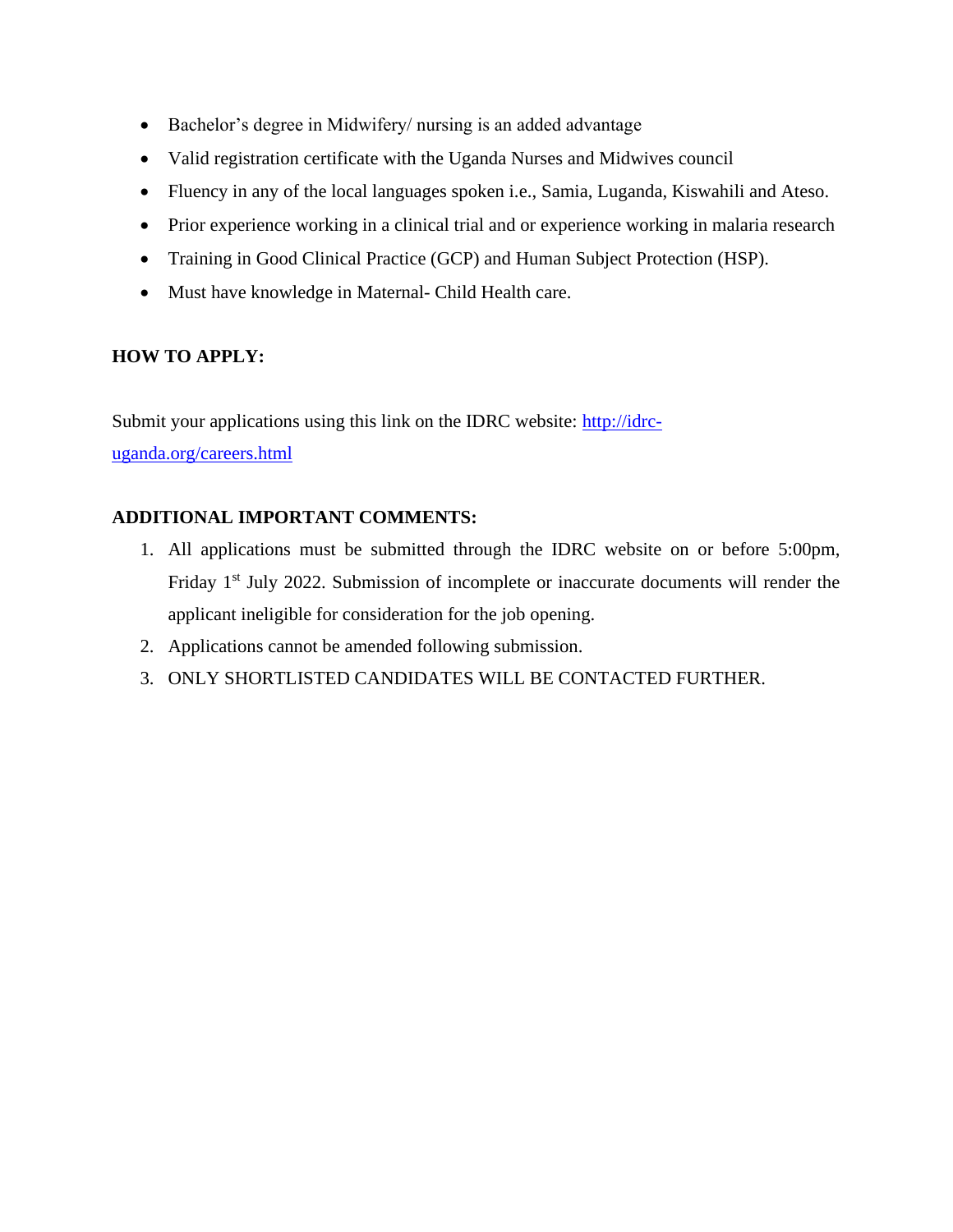- Bachelor's degree in Midwifery/ nursing is an added advantage
- Valid registration certificate with the Uganda Nurses and Midwives council
- Fluency in any of the local languages spoken i.e., Samia, Luganda, Kiswahili and Ateso.
- Prior experience working in a clinical trial and or experience working in malaria research
- Training in Good Clinical Practice (GCP) and Human Subject Protection (HSP).
- Must have knowledge in Maternal- Child Health care.

**HOW TO APPLY:**

Submit your applications using this link on the IDRC website: [http://idrc-uganda.org/careers.html](http://idrc-uganda.org/careers.html)

**ADDITIONAL IMPORTANT COMMENTS:**

1. All applications must be submitted through the IDRC website on or before 5:00pm, Friday 1st July 2022. Submission of incomplete or inaccurate documents will render the applicant ineligible for consideration for the job opening.
2. Applications cannot be amended following submission.
3. ONLY SHORTLISTED CANDIDATES WILL BE CONTACTED FURTHER.